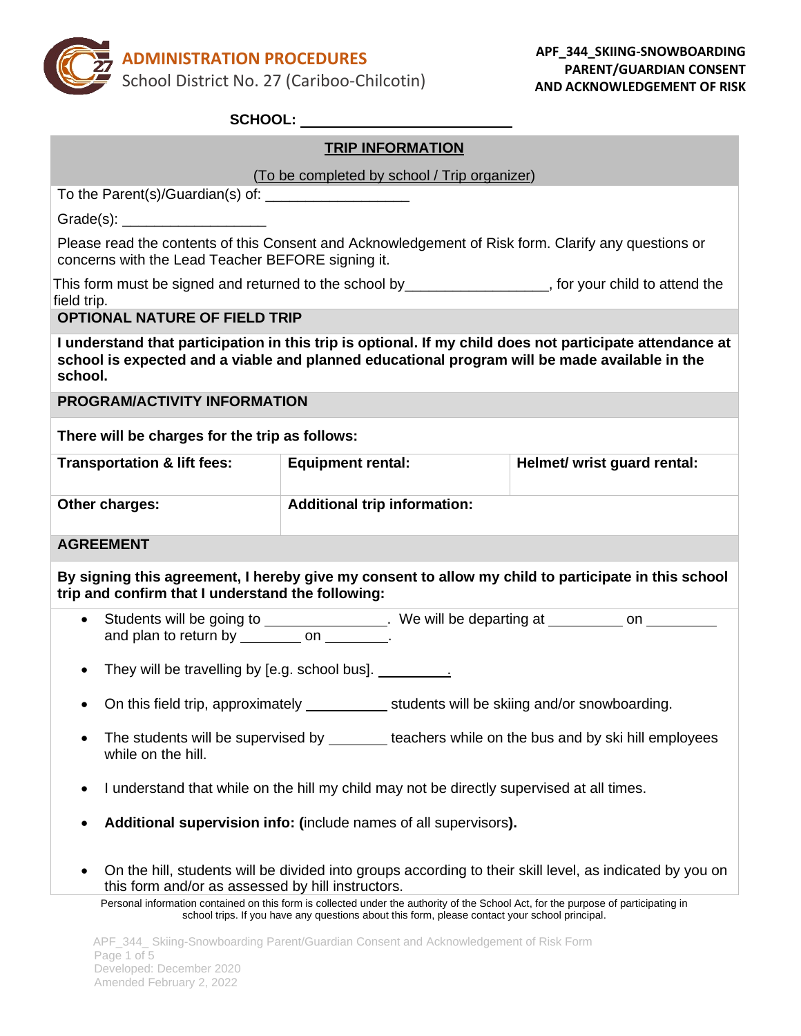**ADMINISTRATION PROCEDURES**
School District No. 27 (Cariboo-Chilcotin)

**APF_344_SKIING-SNOWBOARDING PARENT/GUARDIAN CONSENT AND ACKNOWLEDGEMENT OF RISK**

**SCHOOL:** ___________________________

## TRIP INFORMATION

(To be completed by school / Trip organizer)

To the Parent(s)/Guardian(s) of: _________________

Grade(s): _________________

Please read the contents of this Consent and Acknowledgement of Risk form. Clarify any questions or concerns with the Lead Teacher BEFORE signing it.

This form must be signed and returned to the school by_________________, for your child to attend the field trip.

### OPTIONAL NATURE OF FIELD TRIP

**I understand that participation in this trip is optional. If my child does not participate attendance at school is expected and a viable and planned educational program will be made available in the school.**

### PROGRAM/ACTIVITY INFORMATION

**There will be charges for the trip as follows:**

| | | |
|---|---|---|
| **Transportation & lift fees:** | **Equipment rental:** | **Helmet/ wrist guard rental:** |
| **Other charges:** | **Additional trip information:** | |

### AGREEMENT

**By signing this agreement, I hereby give my consent to allow my child to participate in this school trip and confirm that I understand the following:**

- Students will be going to _______________. We will be departing at _________ on _________ and plan to return by ________ on ________.
- They will be travelling by [e.g. school bus]. _________.
- On this field trip, approximately __________ students will be skiing and/or snowboarding.
- The students will be supervised by _______ teachers while on the bus and by ski hill employees while on the hill.
- I understand that while on the hill my child may not be directly supervised at all times.
- **Additional supervision info: (**include names of all supervisors**).**
- On the hill, students will be divided into groups according to their skill level, as indicated by you on this form and/or as assessed by hill instructors.

Personal information contained on this form is collected under the authority of the School Act, for the purpose of participating in school trips. If you have any questions about this form, please contact your school principal.

APF_344_ Skiing-Snowboarding Parent/Guardian Consent and Acknowledgement of Risk Form
Developed: December 2020
Amended February 2, 2022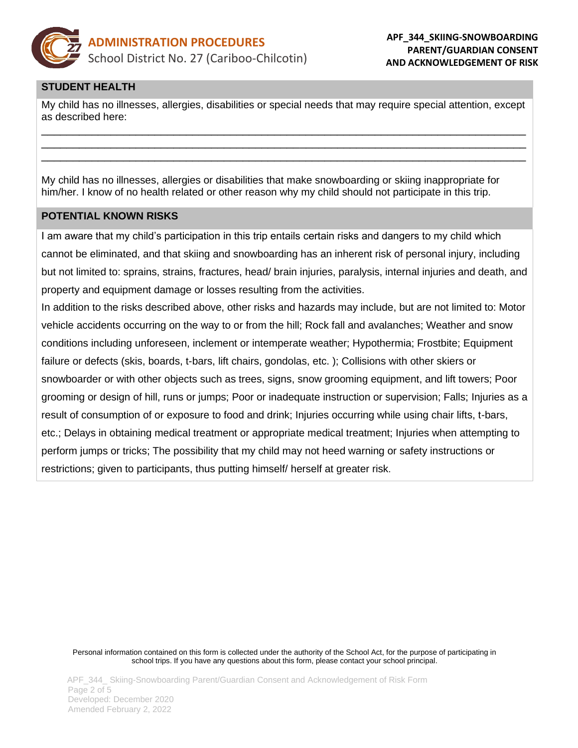## STUDENT HEALTH

My child has no illnesses, allergies, disabilities or special needs that may require special attention, except as described here:

\_\_\_\_\_\_\_\_\_\_\_\_\_\_\_\_\_\_\_\_\_\_\_\_\_\_\_\_\_\_\_\_\_\_\_\_\_\_\_\_\_\_\_\_\_\_\_\_\_\_\_\_\_\_\_\_\_\_\_\_\_\_\_\_\_\_\_\_\_\_\_\_\_\_\_\_\_\_\_\_
\_\_\_\_\_\_\_\_\_\_\_\_\_\_\_\_\_\_\_\_\_\_\_\_\_\_\_\_\_\_\_\_\_\_\_\_\_\_\_\_\_\_\_\_\_\_\_\_\_\_\_\_\_\_\_\_\_\_\_\_\_\_\_\_\_\_\_\_\_\_\_\_\_\_\_\_\_\_\_\_
\_\_\_\_\_\_\_\_\_\_\_\_\_\_\_\_\_\_\_\_\_\_\_\_\_\_\_\_\_\_\_\_\_\_\_\_\_\_\_\_\_\_\_\_\_\_\_\_\_\_\_\_\_\_\_\_\_\_\_\_\_\_\_\_\_\_\_\_\_\_\_\_\_\_\_\_\_\_\_\_

My child has no illnesses, allergies or disabilities that make snowboarding or skiing inappropriate for him/her. I know of no health related or other reason why my child should not participate in this trip.

## POTENTIAL KNOWN RISKS

I am aware that my child's participation in this trip entails certain risks and dangers to my child which cannot be eliminated, and that skiing and snowboarding has an inherent risk of personal injury, including but not limited to: sprains, strains, fractures, head/ brain injuries, paralysis, internal injuries and death, and property and equipment damage or losses resulting from the activities.

In addition to the risks described above, other risks and hazards may include, but are not limited to: Motor vehicle accidents occurring on the way to or from the hill; Rock fall and avalanches; Weather and snow conditions including unforeseen, inclement or intemperate weather; Hypothermia; Frostbite; Equipment failure or defects (skis, boards, t-bars, lift chairs, gondolas, etc. ); Collisions with other skiers or snowboarder or with other objects such as trees, signs, snow grooming equipment, and lift towers; Poor grooming or design of hill, runs or jumps; Poor or inadequate instruction or supervision; Falls; Injuries as a result of consumption of or exposure to food and drink; Injuries occurring while using chair lifts, t-bars, etc.; Delays in obtaining medical treatment or appropriate medical treatment; Injuries when attempting to perform jumps or tricks; The possibility that my child may not heed warning or safety instructions or restrictions; given to participants, thus putting himself/ herself at greater risk.

Personal information contained on this form is collected under the authority of the School Act, for the purpose of participating in school trips. If you have any questions about this form, please contact your school principal.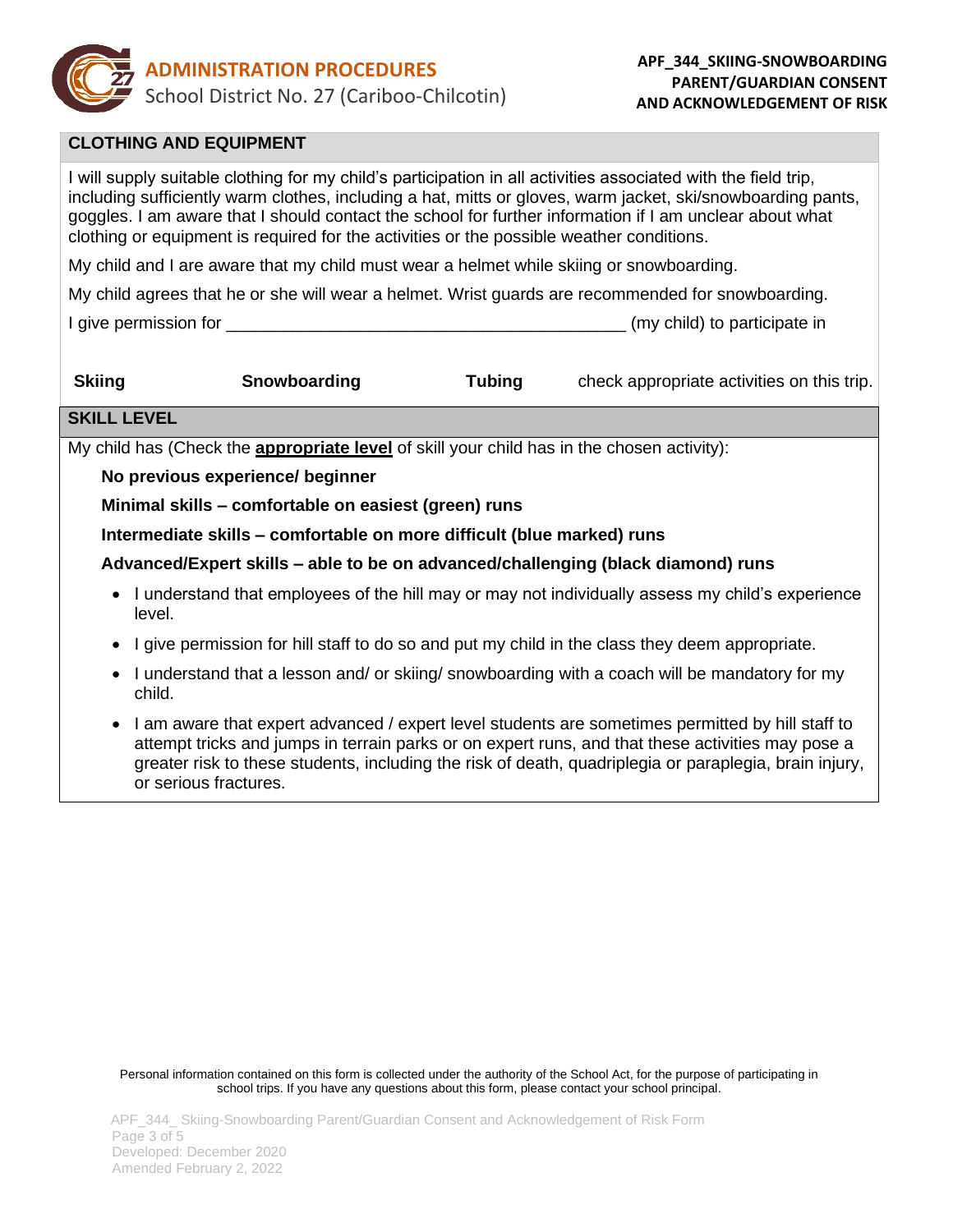## CLOTHING AND EQUIPMENT

I will supply suitable clothing for my child's participation in all activities associated with the field trip, including sufficiently warm clothes, including a hat, mitts or gloves, warm jacket, ski/snowboarding pants, goggles. I am aware that I should contact the school for further information if I am unclear about what clothing or equipment is required for the activities or the possible weather conditions.

My child and I are aware that my child must wear a helmet while skiing or snowboarding.

My child agrees that he or she will wear a helmet. Wrist guards are recommended for snowboarding.

I give permission for ________________________________________ (my child) to participate in

**Skiing** **Snowboarding** **Tubing** check appropriate activities on this trip.

## SKILL LEVEL

My child has (Check the **appropriate level** of skill your child has in the chosen activity):

**No previous experience/ beginner**

**Minimal skills – comfortable on easiest (green) runs**

**Intermediate skills – comfortable on more difficult (blue marked) runs**

**Advanced/Expert skills – able to be on advanced/challenging (black diamond) runs**

- I understand that employees of the hill may or may not individually assess my child's experience level.
- I give permission for hill staff to do so and put my child in the class they deem appropriate.
- I understand that a lesson and/ or skiing/ snowboarding with a coach will be mandatory for my child.
- I am aware that expert advanced / expert level students are sometimes permitted by hill staff to attempt tricks and jumps in terrain parks or on expert runs, and that these activities may pose a greater risk to these students, including the risk of death, quadriplegia or paraplegia, brain injury, or serious fractures.

Personal information contained on this form is collected under the authority of the School Act, for the purpose of participating in school trips. If you have any questions about this form, please contact your school principal.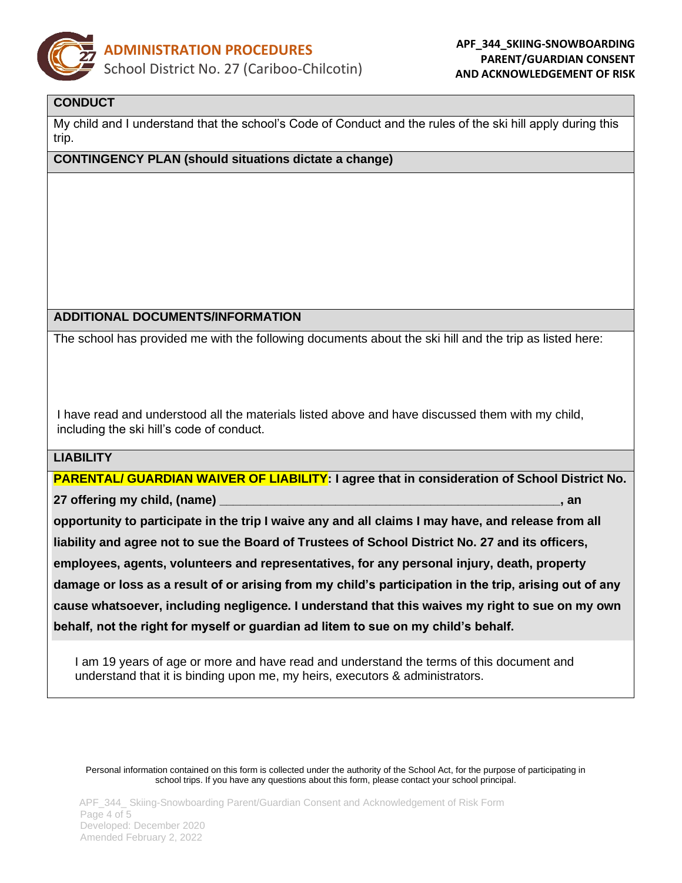## CONDUCT

My child and I understand that the school's Code of Conduct and the rules of the ski hill apply during this trip.

## CONTINGENCY PLAN (should situations dictate a change)

## ADDITIONAL DOCUMENTS/INFORMATION

The school has provided me with the following documents about the ski hill and the trip as listed here:

I have read and understood all the materials listed above and have discussed them with my child, including the ski hill's code of conduct.

## LIABILITY

**PARENTAL/ GUARDIAN WAIVER OF LIABILITY: I agree that in consideration of School District No. 27 offering my child, (name) _______________________________________________, an opportunity to participate in the trip I waive any and all claims I may have, and release from all liability and agree not to sue the Board of Trustees of School District No. 27 and its officers, employees, agents, volunteers and representatives, for any personal injury, death, property damage or loss as a result of or arising from my child's participation in the trip, arising out of any cause whatsoever, including negligence. I understand that this waives my right to sue on my own behalf, not the right for myself or guardian ad litem to sue on my child's behalf.**

I am 19 years of age or more and have read and understand the terms of this document and understand that it is binding upon me, my heirs, executors & administrators.

Personal information contained on this form is collected under the authority of the School Act, for the purpose of participating in school trips. If you have any questions about this form, please contact your school principal.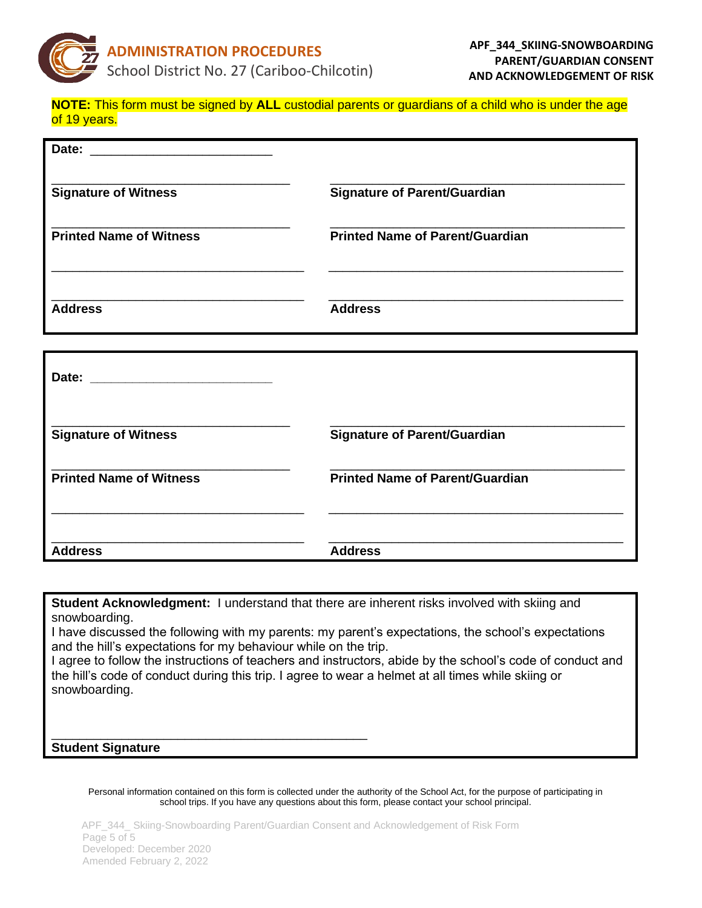**NOTE:** This form must be signed by **ALL** custodial parents or guardians of a child who is under the age of 19 years.

**Date:** ___________________________

___________________________________ ___________________________________
**Signature of Witness** **Signature of Parent/Guardian**

___________________________________ ___________________________________
**Printed Name of Witness** **Printed Name of Parent/Guardian**

___________________________________ ___________________________________

___________________________________ ___________________________________
**Address** **Address**

**Date:** ___________________________

___________________________________ ___________________________________
**Signature of Witness** **Signature of Parent/Guardian**

___________________________________ ___________________________________
**Printed Name of Witness** **Printed Name of Parent/Guardian**

___________________________________ ___________________________________

___________________________________ ___________________________________
**Address** **Address**

**Student Acknowledgment:** I understand that there are inherent risks involved with skiing and snowboarding.

I have discussed the following with my parents: my parent's expectations, the school's expectations and the hill's expectations for my behaviour while on the trip.

I agree to follow the instructions of teachers and instructors, abide by the school's code of conduct and the hill's code of conduct during this trip. I agree to wear a helmet at all times while skiing or snowboarding.

_______________________________________________
**Student Signature**

Personal information contained on this form is collected under the authority of the School Act, for the purpose of participating in school trips. If you have any questions about this form, please contact your school principal.